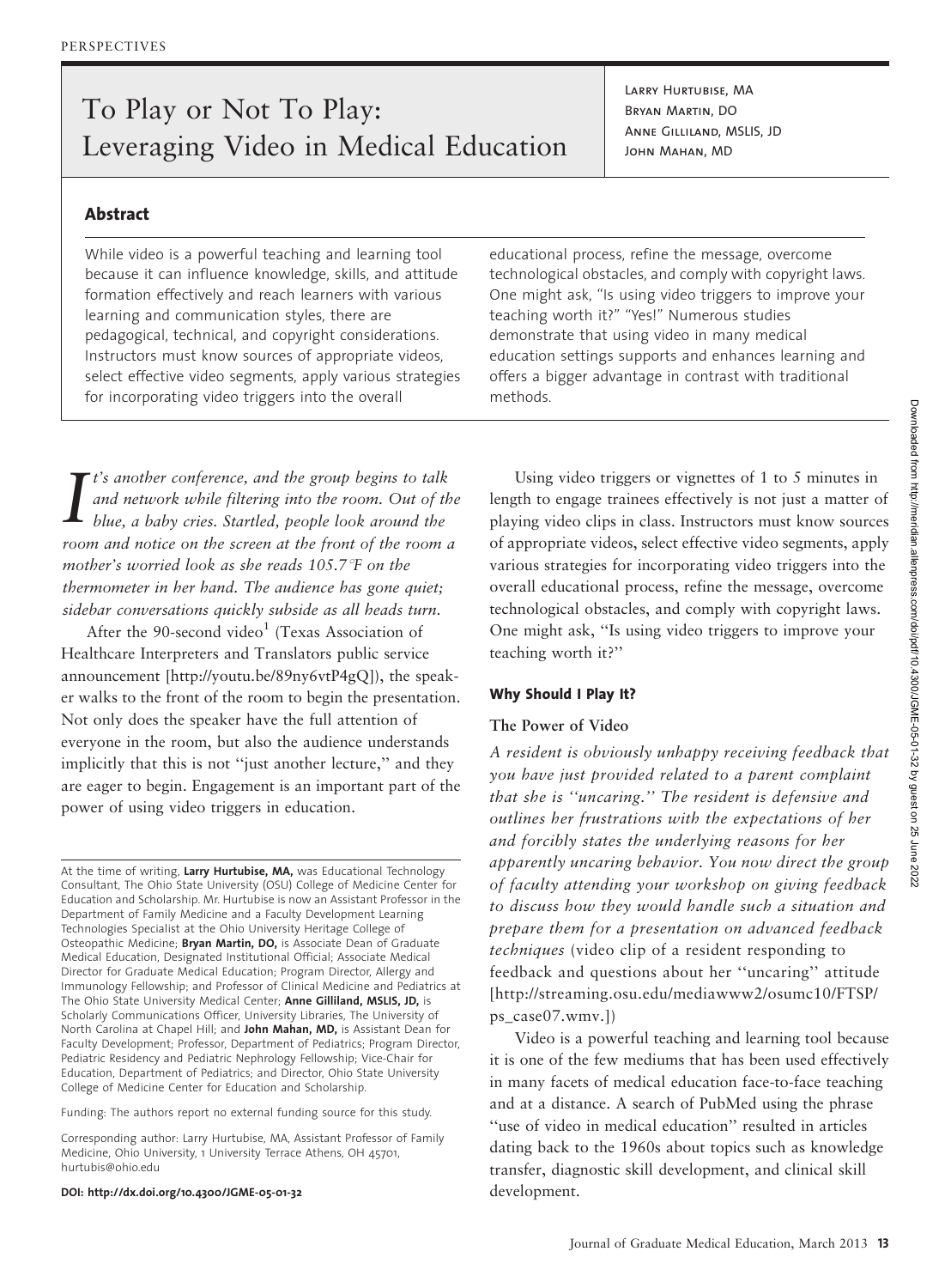PERSPECTIVES

# To Play or Not To Play: Leveraging Video in Medical Education

Larry Hurtubise, MA
Bryan Martin, DO
Anne Gilliland, MSLIS, JD
John Mahan, MD

## Abstract

While video is a powerful teaching and learning tool because it can influence knowledge, skills, and attitude formation effectively and reach learners with various learning and communication styles, there are pedagogical, technical, and copyright considerations. Instructors must know sources of appropriate videos, select effective video segments, apply various strategies for incorporating video triggers into the overall educational process, refine the message, overcome technological obstacles, and comply with copyright laws. One might ask, "Is using video triggers to improve your teaching worth it?" "Yes!" Numerous studies demonstrate that using video in many medical education settings supports and enhances learning and offers a bigger advantage in contrast with traditional methods.

*It's another conference, and the group begins to talk and network while filtering into the room. Out of the blue, a baby cries. Startled, people look around the room and notice on the screen at the front of the room a mother's worried look as she reads 105.7°F on the thermometer in her hand. The audience has gone quiet; sidebar conversations quickly subside as all heads turn.*

After the 90-second video[1] (Texas Association of Healthcare Interpreters and Translators public service announcement [http://youtu.be/89ny6vtP4gQ]), the speaker walks to the front of the room to begin the presentation. Not only does the speaker have the full attention of everyone in the room, but also the audience understands implicitly that this is not "just another lecture," and they are eager to begin. Engagement is an important part of the power of using video triggers in education.

At the time of writing, **Larry Hurtubise, MA,** was Educational Technology Consultant, The Ohio State University (OSU) College of Medicine Center for Education and Scholarship. Mr. Hurtubise is now an Assistant Professor in the Department of Family Medicine and a Faculty Development Learning Technologies Specialist at the Ohio University Heritage College of Osteopathic Medicine; **Bryan Martin, DO,** is Associate Dean of Graduate Medical Education, Designated Institutional Official; Associate Medical Director for Graduate Medical Education; Program Director, Allergy and Immunology Fellowship; and Professor of Clinical Medicine and Pediatrics at The Ohio State University Medical Center; **Anne Gilliland, MSLIS, JD,** is Scholarly Communications Officer, University Libraries, The University of North Carolina at Chapel Hill; and **John Mahan, MD,** is Assistant Dean for Faculty Development; Professor, Department of Pediatrics; Program Director, Pediatric Residency and Pediatric Nephrology Fellowship; Vice-Chair for Education, Department of Pediatrics; and Director, Ohio State University College of Medicine Center for Education and Scholarship.

Funding: The authors report no external funding source for this study.

Corresponding author: Larry Hurtubise, MA, Assistant Professor of Family Medicine, Ohio University, 1 University Terrace Athens, OH 45701, hurtubis@ohio.edu

**DOI: http://dx.doi.org/10.4300/JGME-05-01-32**

Using video triggers or vignettes of 1 to 5 minutes in length to engage trainees effectively is not just a matter of playing video clips in class. Instructors must know sources of appropriate videos, select effective video segments, apply various strategies for incorporating video triggers into the overall educational process, refine the message, overcome technological obstacles, and comply with copyright laws. One might ask, "Is using video triggers to improve your teaching worth it?"

## Why Should I Play It?

### The Power of Video

*A resident is obviously unhappy receiving feedback that you have just provided related to a parent complaint that she is "uncaring." The resident is defensive and outlines her frustrations with the expectations of her and forcibly states the underlying reasons for her apparently uncaring behavior. You now direct the group of faculty attending your workshop on giving feedback to discuss how they would handle such a situation and prepare them for a presentation on advanced feedback techniques* (video clip of a resident responding to feedback and questions about her "uncaring" attitude [http://streaming.osu.edu/mediawww2/osumc10/FTSP/ps_case07.wmv.])

Video is a powerful teaching and learning tool because it is one of the few mediums that has been used effectively in many facets of medical education face-to-face teaching and at a distance. A search of PubMed using the phrase "use of video in medical education" resulted in articles dating back to the 1960s about topics such as knowledge transfer, diagnostic skill development, and clinical skill development.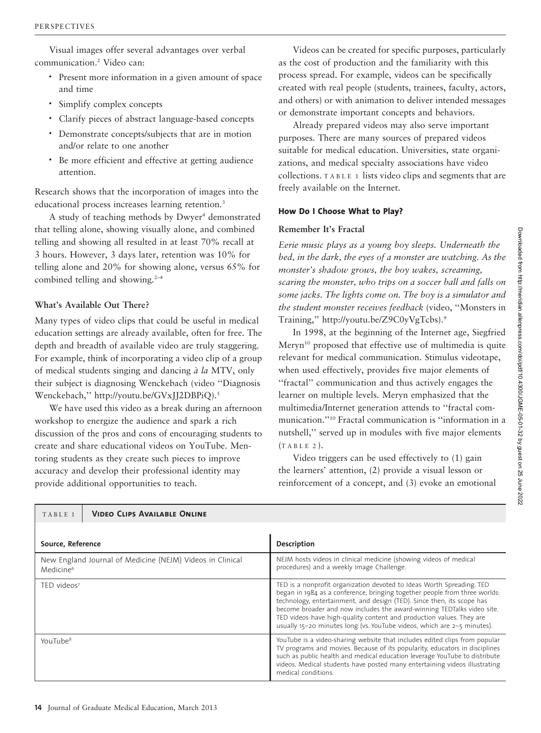Visual images offer several advantages over verbal communication.[2] Video can:

- Present more information in a given amount of space and time
- Simplify complex concepts
- Clarify pieces of abstract language-based concepts
- Demonstrate concepts/subjects that are in motion and/or relate to one another
- Be more efficient and effective at getting audience attention.

Research shows that the incorporation of images into the educational process increases learning retention.[3]

A study of teaching methods by Dwyer[4] demonstrated that telling alone, showing visually alone, and combined telling and showing all resulted in at least 70% recall at 3 hours. However, 3 days later, retention was 10% for telling alone and 20% for showing alone, versus 65% for combined telling and showing.[2–4]

### What's Available Out There?

Many types of video clips that could be useful in medical education settings are already available, often for free. The depth and breadth of available video are truly staggering. For example, think of incorporating a video clip of a group of medical students singing and dancing *à la* MTV, only their subject is diagnosing Wenckebach (video "Diagnosis Wenckebach," http://youtu.be/GVxJJ2DBPiQ).[5]

We have used this video as a break during an afternoon workshop to energize the audience and spark a rich discussion of the pros and cons of encouraging students to create and share educational videos on YouTube. Mentoring students as they create such pieces to improve accuracy and develop their professional identity may provide additional opportunities to teach.

Videos can be created for specific purposes, particularly as the cost of production and the familiarity with this process spread. For example, videos can be specifically created with real people (students, trainees, faculty, actors, and others) or with animation to deliver intended messages or demonstrate important concepts and behaviors.

Already prepared videos may also serve important purposes. There are many sources of prepared videos suitable for medical education. Universities, state organizations, and medical specialty associations have video collections. TABLE 1 lists video clips and segments that are freely available on the Internet.

## How Do I Choose What to Play?

### Remember It's Fractal

*Eerie music plays as a young boy sleeps. Underneath the bed, in the dark, the eyes of a monster are watching. As the monster's shadow grows, the boy wakes, screaming, scaring the monster, who trips on a soccer ball and falls on some jacks. The lights come on. The boy is a simulator and the student monster receives feedback* (video, "Monsters in Training," http://youtu.be/Z9C0yVgTcbs).[9]

In 1998, at the beginning of the Internet age, Siegfried Meryn[10] proposed that effective use of multimedia is quite relevant for medical communication. Stimulus videotape, when used effectively, provides five major elements of "fractal" communication and thus actively engages the learner on multiple levels. Meryn emphasized that the multimedia/Internet generation attends to "fractal communication."[10] Fractal communication is "information in a nutshell," served up in modules with five major elements (TABLE 2).

Video triggers can be used effectively to (1) gain the learners' attention, (2) provide a visual lesson or reinforcement of a concept, and (3) evoke an emotional

**TABLE 1 Video Clips Available Online**

| Source, Reference | Description |
|---|---|
| New England Journal of Medicine (NEJM) Videos in Clinical Medicine[6] | NEJM hosts videos in clinical medicine (showing videos of medical procedures) and a weekly Image Challenge. |
| TED videos[7] | TED is a nonprofit organization devoted to Ideas Worth Spreading. TED began in 1984 as a conference, bringing together people from three worlds: technology, entertainment, and design (TED). Since then, its scope has become broader and now includes the award-winning TEDTalks video site. TED videos have high-quality content and production values. They are usually 15–20 minutes long (vs. YouTube videos, which are 2–5 minutes). |
| YouTube[8] | YouTube is a video-sharing website that includes edited clips from popular TV programs and movies. Because of its popularity, educators in disciplines such as public health and medical education leverage YouTube to distribute videos. Medical students have posted many entertaining videos illustrating medical conditions. |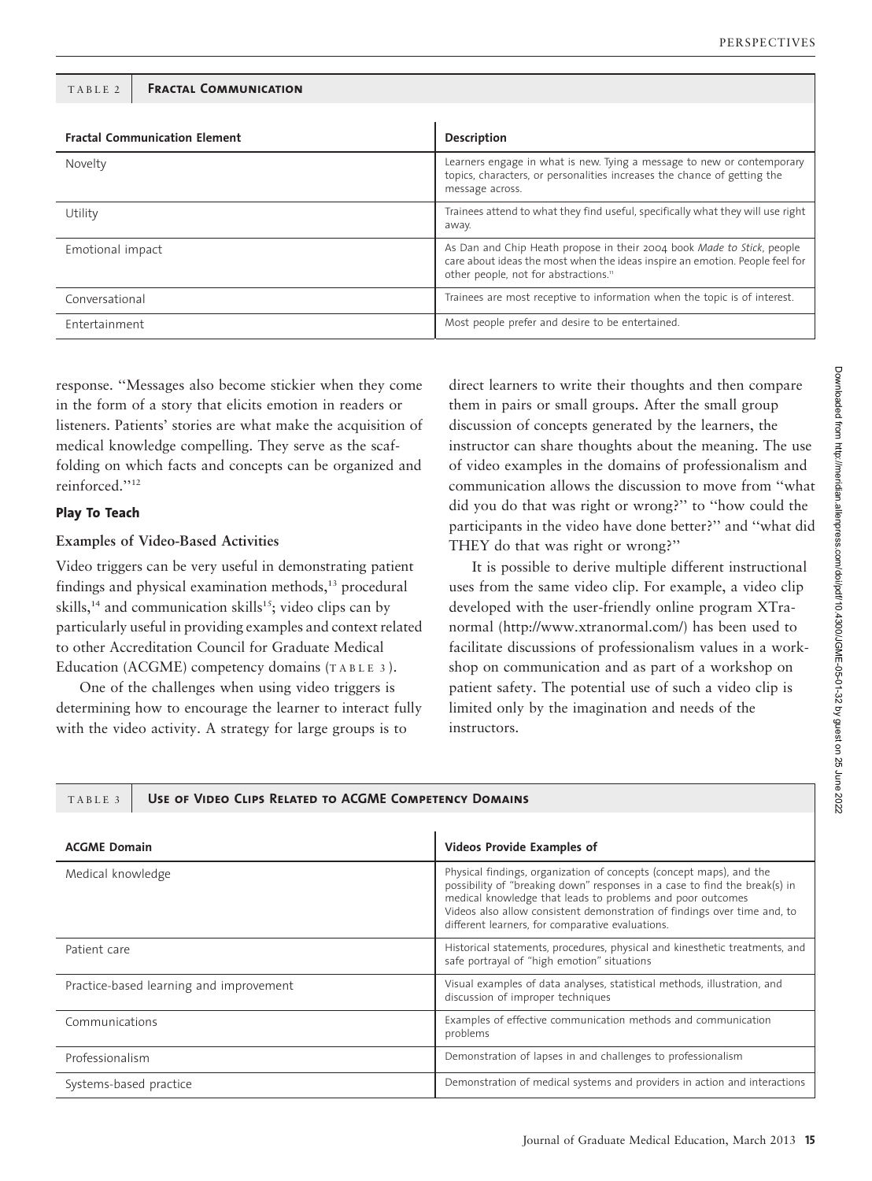TABLE 2 **Fractal Communication**

| Fractal Communication Element | Description |
| --- | --- |
| Novelty | Learners engage in what is new. Tying a message to new or contemporary topics, characters, or personalities increases the chance of getting the message across. |
| Utility | Trainees attend to what they find useful, specifically what they will use right away. |
| Emotional impact | As Dan and Chip Heath propose in their 2004 book *Made to Stick*, people care about ideas the most when the ideas inspire an emotion. People feel for other people, not for abstractions.[11] |
| Conversational | Trainees are most receptive to information when the topic is of interest. |
| Entertainment | Most people prefer and desire to be entertained. |

response. ''Messages also become stickier when they come in the form of a story that elicits emotion in readers or listeners. Patients' stories are what make the acquisition of medical knowledge compelling. They serve as the scaffolding on which facts and concepts can be organized and reinforced.''[12]

### Play To Teach

#### Examples of Video-Based Activities

Video triggers can be very useful in demonstrating patient findings and physical examination methods,[13] procedural skills,[14] and communication skills[15]; video clips can by particularly useful in providing examples and context related to other Accreditation Council for Graduate Medical Education (ACGME) competency domains (TABLE 3).

One of the challenges when using video triggers is determining how to encourage the learner to interact fully with the video activity. A strategy for large groups is to direct learners to write their thoughts and then compare them in pairs or small groups. After the small group discussion of concepts generated by the learners, the instructor can share thoughts about the meaning. The use of video examples in the domains of professionalism and communication allows the discussion to move from ''what did you do that was right or wrong?'' to ''how could the participants in the video have done better?'' and ''what did THEY do that was right or wrong?''

It is possible to derive multiple different instructional uses from the same video clip. For example, a video clip developed with the user-friendly online program XTranormal (http://www.xtranormal.com/) has been used to facilitate discussions of professionalism values in a workshop on communication and as part of a workshop on patient safety. The potential use of such a video clip is limited only by the imagination and needs of the instructors.

TABLE 3 **Use of Video Clips Related to ACGME Competency Domains**

| ACGME Domain | Videos Provide Examples of |
| --- | --- |
| Medical knowledge | Physical findings, organization of concepts (concept maps), and the possibility of "breaking down" responses in a case to find the break(s) in medical knowledge that leads to problems and poor outcomes<br>Videos also allow consistent demonstration of findings over time and, to different learners, for comparative evaluations. |
| Patient care | Historical statements, procedures, physical and kinesthetic treatments, and safe portrayal of "high emotion" situations |
| Practice-based learning and improvement | Visual examples of data analyses, statistical methods, illustration, and discussion of improper techniques |
| Communications | Examples of effective communication methods and communication problems |
| Professionalism | Demonstration of lapses in and challenges to professionalism |
| Systems-based practice | Demonstration of medical systems and providers in action and interactions |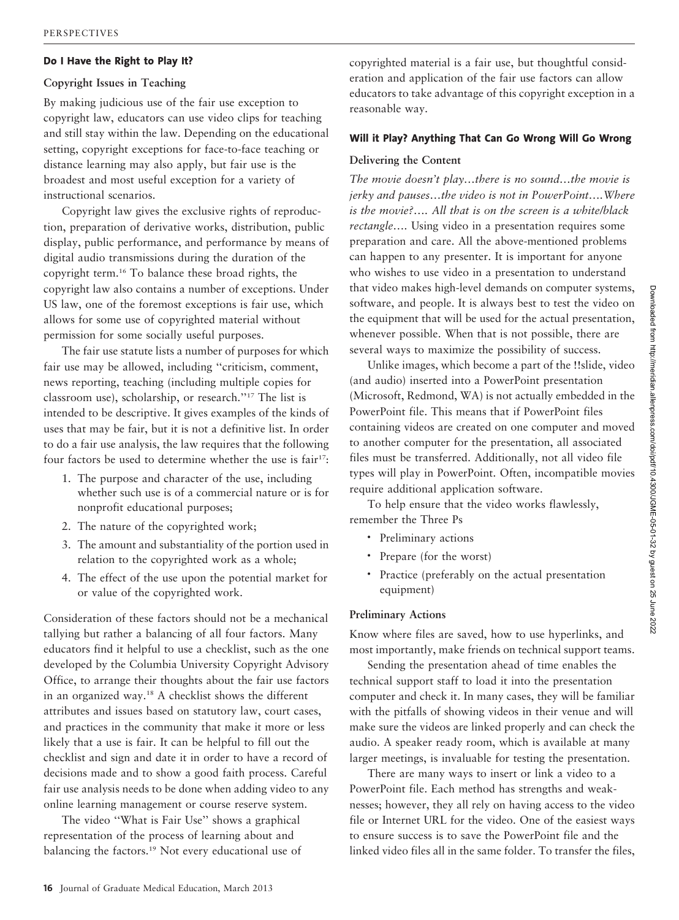## Do I Have the Right to Play It?

### Copyright Issues in Teaching

By making judicious use of the fair use exception to copyright law, educators can use video clips for teaching and still stay within the law. Depending on the educational setting, copyright exceptions for face-to-face teaching or distance learning may also apply, but fair use is the broadest and most useful exception for a variety of instructional scenarios.

Copyright law gives the exclusive rights of reproduction, preparation of derivative works, distribution, public display, public performance, and performance by means of digital audio transmissions during the duration of the copyright term.[16] To balance these broad rights, the copyright law also contains a number of exceptions. Under US law, one of the foremost exceptions is fair use, which allows for some use of copyrighted material without permission for some socially useful purposes.

The fair use statute lists a number of purposes for which fair use may be allowed, including "criticism, comment, news reporting, teaching (including multiple copies for classroom use), scholarship, or research."[17] The list is intended to be descriptive. It gives examples of the kinds of uses that may be fair, but it is not a definitive list. In order to do a fair use analysis, the law requires that the following four factors be used to determine whether the use is fair[17]:

1. The purpose and character of the use, including whether such use is of a commercial nature or is for nonprofit educational purposes;
2. The nature of the copyrighted work;
3. The amount and substantiality of the portion used in relation to the copyrighted work as a whole;
4. The effect of the use upon the potential market for or value of the copyrighted work.

Consideration of these factors should not be a mechanical tallying but rather a balancing of all four factors. Many educators find it helpful to use a checklist, such as the one developed by the Columbia University Copyright Advisory Office, to arrange their thoughts about the fair use factors in an organized way.[18] A checklist shows the different attributes and issues based on statutory law, court cases, and practices in the community that make it more or less likely that a use is fair. It can be helpful to fill out the checklist and sign and date it in order to have a record of decisions made and to show a good faith process. Careful fair use analysis needs to be done when adding video to any online learning management or course reserve system.

The video "What is Fair Use" shows a graphical representation of the process of learning about and balancing the factors.[19] Not every educational use of copyrighted material is a fair use, but thoughtful consideration and application of the fair use factors can allow educators to take advantage of this copyright exception in a reasonable way.

## Will it Play? Anything That Can Go Wrong Will Go Wrong

### Delivering the Content

*The movie doesn't play…there is no sound…the movie is jerky and pauses…the video is not in PowerPoint….Where is the movie?…. All that is on the screen is a white/black rectangle….* Using video in a presentation requires some preparation and care. All the above-mentioned problems can happen to any presenter. It is important for anyone who wishes to use video in a presentation to understand that video makes high-level demands on computer systems, software, and people. It is always best to test the video on the equipment that will be used for the actual presentation, whenever possible. When that is not possible, there are several ways to maximize the possibility of success.

Unlike images, which become a part of the !!slide, video (and audio) inserted into a PowerPoint presentation (Microsoft, Redmond, WA) is not actually embedded in the PowerPoint file. This means that if PowerPoint files containing videos are created on one computer and moved to another computer for the presentation, all associated files must be transferred. Additionally, not all video file types will play in PowerPoint. Often, incompatible movies require additional application software.

To help ensure that the video works flawlessly, remember the Three Ps

- Preliminary actions
- Prepare (for the worst)
- Practice (preferably on the actual presentation equipment)

### Preliminary Actions

Know where files are saved, how to use hyperlinks, and most importantly, make friends on technical support teams.

Sending the presentation ahead of time enables the technical support staff to load it into the presentation computer and check it. In many cases, they will be familiar with the pitfalls of showing videos in their venue and will make sure the videos are linked properly and can check the audio. A speaker ready room, which is available at many larger meetings, is invaluable for testing the presentation.

There are many ways to insert or link a video to a PowerPoint file. Each method has strengths and weaknesses; however, they all rely on having access to the video file or Internet URL for the video. One of the easiest ways to ensure success is to save the PowerPoint file and the linked video files all in the same folder. To transfer the files,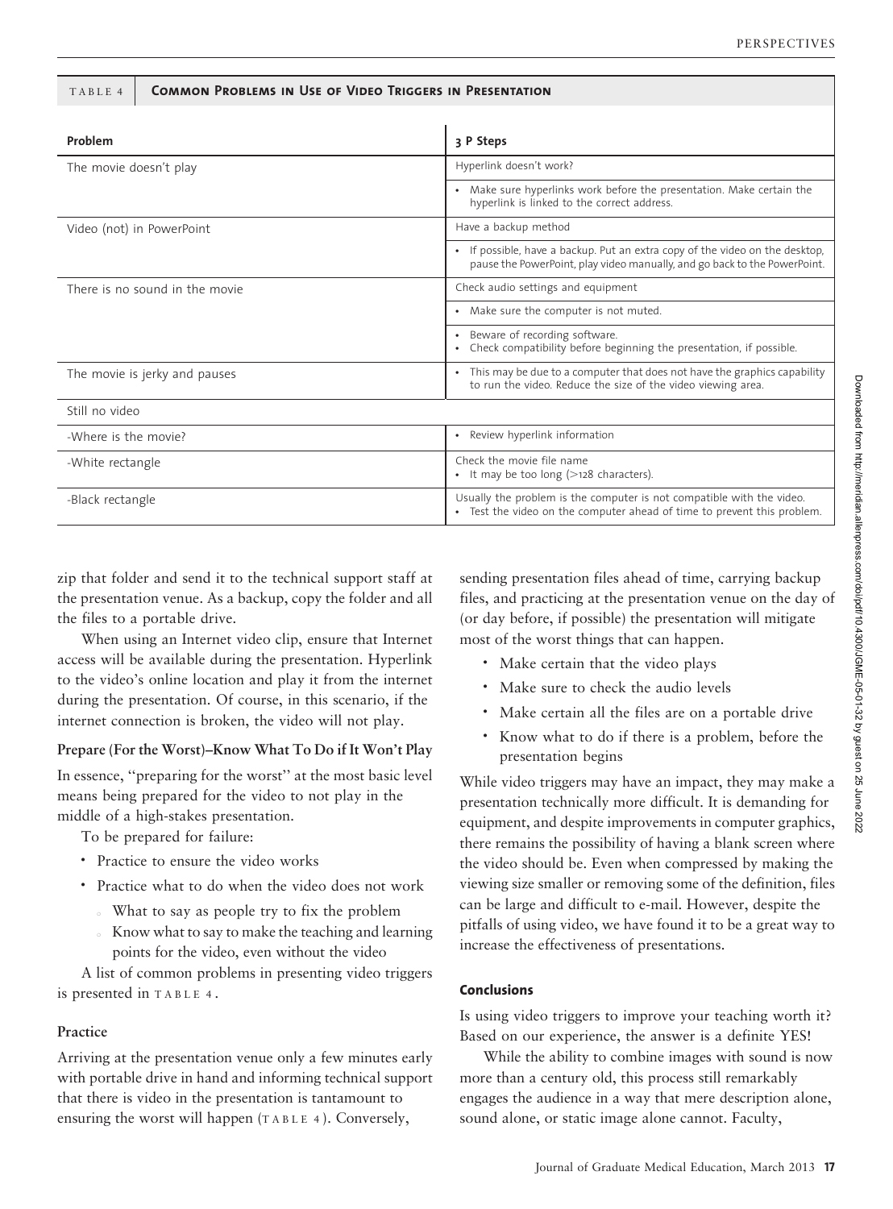**TABLE 4 Common Problems in Use of Video Triggers in Presentation**

| Problem | 3 P Steps |
| --- | --- |
| The movie doesn't play | Hyperlink doesn't work? |
| | • Make sure hyperlinks work before the presentation. Make certain the hyperlink is linked to the correct address. |
| Video (not) in PowerPoint | Have a backup method |
| | • If possible, have a backup. Put an extra copy of the video on the desktop, pause the PowerPoint, play video manually, and go back to the PowerPoint. |
| There is no sound in the movie | Check audio settings and equipment |
| | • Make sure the computer is not muted. |
| | • Beware of recording software. • Check compatibility before beginning the presentation, if possible. |
| The movie is jerky and pauses | • This may be due to a computer that does not have the graphics capability to run the video. Reduce the size of the video viewing area. |
| Still no video | |
| -Where is the movie? | • Review hyperlink information |
| -White rectangle | Check the movie file name • It may be too long (>128 characters). |
| -Black rectangle | Usually the problem is the computer is not compatible with the video. • Test the video on the computer ahead of time to prevent this problem. |

zip that folder and send it to the technical support staff at the presentation venue. As a backup, copy the folder and all the files to a portable drive.

When using an Internet video clip, ensure that Internet access will be available during the presentation. Hyperlink to the video's online location and play it from the internet during the presentation. Of course, in this scenario, if the internet connection is broken, the video will not play.

### Prepare (For the Worst)–Know What To Do if It Won't Play

In essence, "preparing for the worst" at the most basic level means being prepared for the video to not play in the middle of a high-stakes presentation.

To be prepared for failure:

- Practice to ensure the video works
- Practice what to do when the video does not work
  - What to say as people try to fix the problem
  - Know what to say to make the teaching and learning points for the video, even without the video

A list of common problems in presenting video triggers is presented in TABLE 4.

### Practice

Arriving at the presentation venue only a few minutes early with portable drive in hand and informing technical support that there is video in the presentation is tantamount to ensuring the worst will happen (TABLE 4). Conversely, sending presentation files ahead of time, carrying backup files, and practicing at the presentation venue on the day of (or day before, if possible) the presentation will mitigate most of the worst things that can happen.

- Make certain that the video plays
- Make sure to check the audio levels
- Make certain all the files are on a portable drive
- Know what to do if there is a problem, before the presentation begins

While video triggers may have an impact, they may make a presentation technically more difficult. It is demanding for equipment, and despite improvements in computer graphics, there remains the possibility of having a blank screen where the video should be. Even when compressed by making the viewing size smaller or removing some of the definition, files can be large and difficult to e-mail. However, despite the pitfalls of using video, we have found it to be a great way to increase the effectiveness of presentations.

## Conclusions

Is using video triggers to improve your teaching worth it? Based on our experience, the answer is a definite YES!

While the ability to combine images with sound is now more than a century old, this process still remarkably engages the audience in a way that mere description alone, sound alone, or static image alone cannot. Faculty,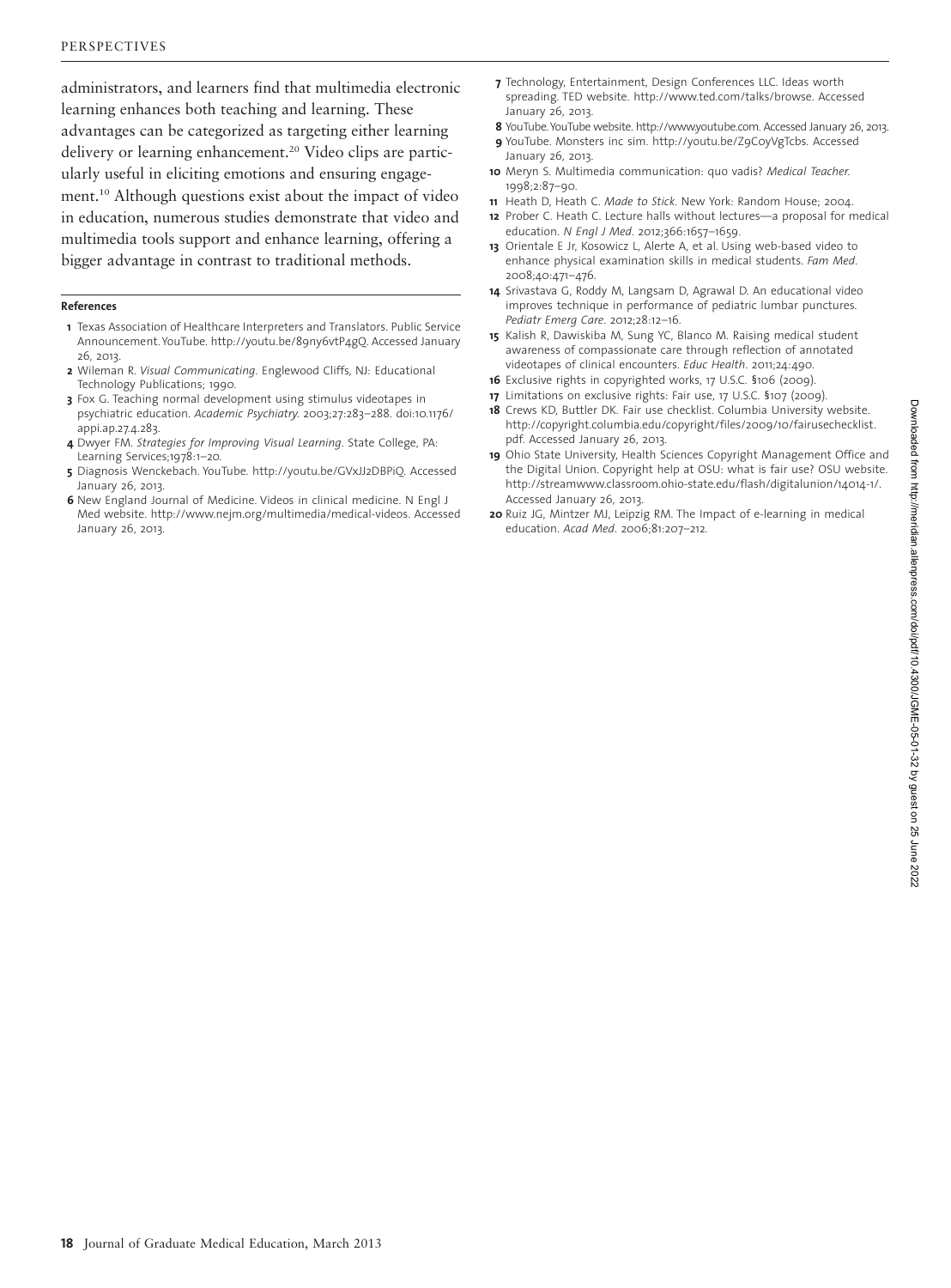administrators, and learners find that multimedia electronic learning enhances both teaching and learning. These advantages can be categorized as targeting either learning delivery or learning enhancement.[20] Video clips are particularly useful in eliciting emotions and ensuring engagement.[10] Although questions exist about the impact of video in education, numerous studies demonstrate that video and multimedia tools support and enhance learning, offering a bigger advantage in contrast to traditional methods.

## References

1. Texas Association of Healthcare Interpreters and Translators. Public Service Announcement. YouTube. http://youtu.be/89ny6vtP4gQ. Accessed January 26, 2013.
2. Wileman R. *Visual Communicating*. Englewood Cliffs, NJ: Educational Technology Publications; 1990.
3. Fox G. Teaching normal development using stimulus videotapes in psychiatric education. *Academic Psychiatry.* 2003;27:283–288. doi:10.1176/appi.ap.27.4.283.
4. Dwyer FM. *Strategies for Improving Visual Learning*. State College, PA: Learning Services;1978:1–20.
5. Diagnosis Wenckebach. YouTube. http://youtu.be/GVxJJ2DBPiQ. Accessed January 26, 2013.
6. New England Journal of Medicine. Videos in clinical medicine. N Engl J Med website. http://www.nejm.org/multimedia/medical-videos. Accessed January 26, 2013.
7. Technology, Entertainment, Design Conferences LLC. Ideas worth spreading. TED website. http://www.ted.com/talks/browse. Accessed January 26, 2013.
8. YouTube. YouTube website. http://www.youtube.com. Accessed January 26, 2013.
9. YouTube. Monsters inc sim. http://youtu.be/Z9CoyVgTcbs. Accessed January 26, 2013.
10. Meryn S. Multimedia communication: quo vadis? *Medical Teacher.* 1998;2:87–90.
11. Heath D, Heath C. *Made to Stick*. New York: Random House; 2004.
12. Prober C. Heath C. Lecture halls without lectures—a proposal for medical education. *N Engl J Med*. 2012;366:1657–1659.
13. Orientale E Jr, Kosowicz L, Alerte A, et al. Using web-based video to enhance physical examination skills in medical students. *Fam Med*. 2008;40:471–476.
14. Srivastava G, Roddy M, Langsam D, Agrawal D. An educational video improves technique in performance of pediatric lumbar punctures. *Pediatr Emerg Care*. 2012;28:12–16.
15. Kalish R, Dawiskiba M, Sung YC, Blanco M. Raising medical student awareness of compassionate care through reflection of annotated videotapes of clinical encounters. *Educ Health*. 2011;24:490.
16. Exclusive rights in copyrighted works, 17 U.S.C. §106 (2009).
17. Limitations on exclusive rights: Fair use, 17 U.S.C. §107 (2009).
18. Crews KD, Buttler DK. Fair use checklist. Columbia University website. http://copyright.columbia.edu/copyright/files/2009/10/fairusechecklist.pdf. Accessed January 26, 2013.
19. Ohio State University, Health Sciences Copyright Management Office and the Digital Union. Copyright help at OSU: what is fair use? OSU website. http://streamwww.classroom.ohio-state.edu/flash/digitalunion/14014-1/. Accessed January 26, 2013.
20. Ruiz JG, Mintzer MJ, Leipzig RM. The Impact of e-learning in medical education. *Acad Med*. 2006;81:207–212.